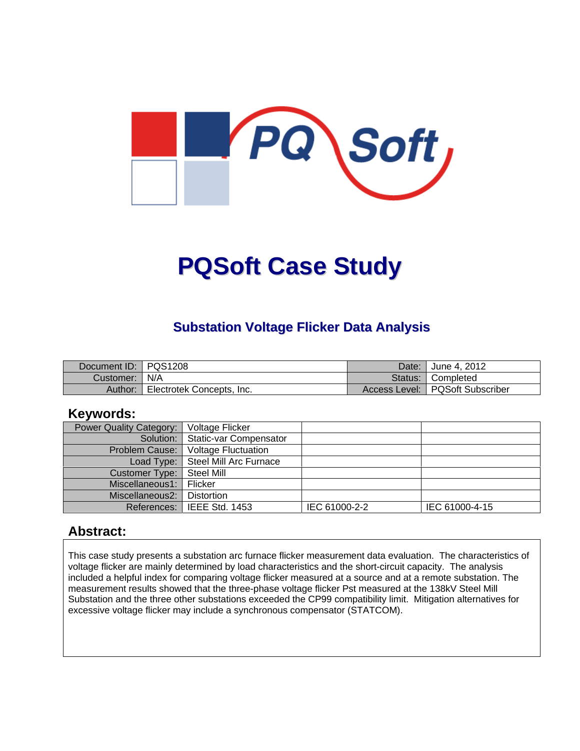# PQSoft Case Study

## Substation Voltage Flicker Data Analysis

| Document ID: | PQS1208 | Date: | June 4, 2012 |
|---|---|---|---|
| Customer: | N/A | Status: | Completed |
| Author: | Electrotek Concepts, Inc. | Access Level: | PQSoft Subscriber |

### Keywords:

| Power Quality Category: | Voltage Flicker | | |
|---|---|---|---|
| Solution: | Static-var Compensator | | |
| Problem Cause: | Voltage Fluctuation | | |
| Load Type: | Steel Mill Arc Furnace | | |
| Customer Type: | Steel Mill | | |
| Miscellaneous1: | Flicker | | |
| Miscellaneous2: | Distortion | | |
| References: | IEEE Std. 1453 | IEC 61000-2-2 | IEC 61000-4-15 |

### Abstract:

This case study presents a substation arc furnace flicker measurement data evaluation. The characteristics of voltage flicker are mainly determined by load characteristics and the short-circuit capacity. The analysis included a helpful index for comparing voltage flicker measured at a source and at a remote substation. The measurement results showed that the three-phase voltage flicker Pst measured at the 138kV Steel Mill Substation and the three other substations exceeded the CP99 compatibility limit. Mitigation alternatives for excessive voltage flicker may include a synchronous compensator (STATCOM).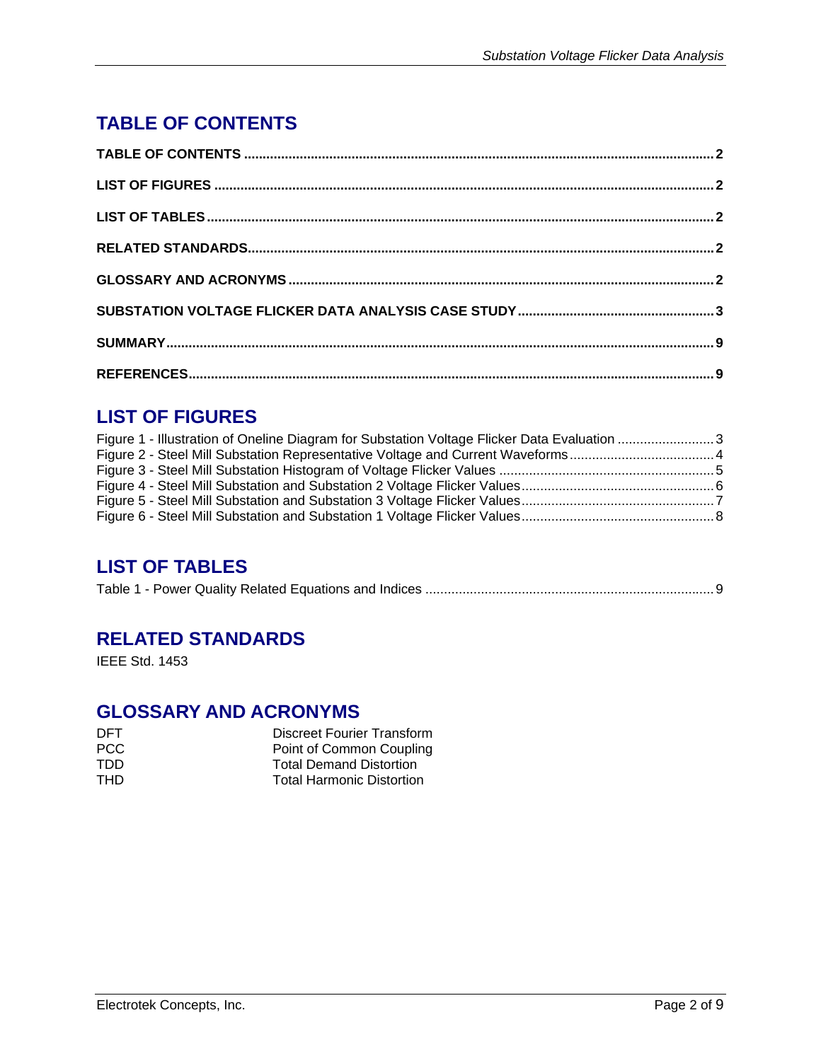# TABLE OF CONTENTS

**TABLE OF CONTENTS** ........................................................................................................................... **2**

**LIST OF FIGURES** ................................................................................................................................ **2**

**LIST OF TABLES** ................................................................................................................................. **2**

**RELATED STANDARDS** ....................................................................................................................... **2**

**GLOSSARY AND ACRONYMS** ............................................................................................................. **2**

**SUBSTATION VOLTAGE FLICKER DATA ANALYSIS CASE STUDY** ................................................. **3**

**SUMMARY** ............................................................................................................................................ **9**

**REFERENCES** ....................................................................................................................................... **9**

# LIST OF FIGURES

Figure 1 - Illustration of Oneline Diagram for Substation Voltage Flicker Data Evaluation ......................... 3
Figure 2 - Steel Mill Substation Representative Voltage and Current Waveforms ...................................... 4
Figure 3 - Steel Mill Substation Histogram of Voltage Flicker Values ......................................................... 5
Figure 4 - Steel Mill Substation and Substation 2 Voltage Flicker Values .................................................. 6
Figure 5 - Steel Mill Substation and Substation 3 Voltage Flicker Values .................................................. 7
Figure 6 - Steel Mill Substation and Substation 1 Voltage Flicker Values .................................................. 8

# LIST OF TABLES

Table 1 - Power Quality Related Equations and Indices ............................................................................ 9

# RELATED STANDARDS

IEEE Std. 1453

# GLOSSARY AND ACRONYMS

| | |
|---|---|
| DFT | Discreet Fourier Transform |
| PCC | Point of Common Coupling |
| TDD | Total Demand Distortion |
| THD | Total Harmonic Distortion |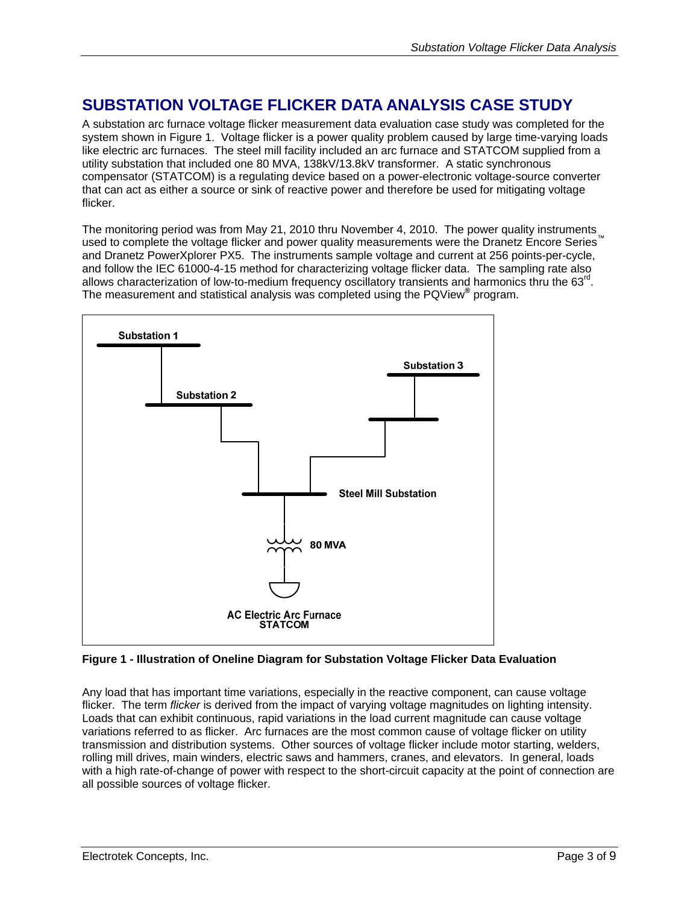# SUBSTATION VOLTAGE FLICKER DATA ANALYSIS CASE STUDY

A substation arc furnace voltage flicker measurement data evaluation case study was completed for the system shown in Figure 1. Voltage flicker is a power quality problem caused by large time-varying loads like electric arc furnaces. The steel mill facility included an arc furnace and STATCOM supplied from a utility substation that included one 80 MVA, 138kV/13.8kV transformer. A static synchronous compensator (STATCOM) is a regulating device based on a power-electronic voltage-source converter that can act as either a source or sink of reactive power and therefore be used for mitigating voltage flicker.

The monitoring period was from May 21, 2010 thru November 4, 2010. The power quality instruments used to complete the voltage flicker and power quality measurements were the Dranetz Encore Series™ and Dranetz PowerXplorer PX5. The instruments sample voltage and current at 256 points-per-cycle, and follow the IEC 61000-4-15 method for characterizing voltage flicker data. The sampling rate also allows characterization of low-to-medium frequency oscillatory transients and harmonics thru the 63rd. The measurement and statistical analysis was completed using the PQView® program.

**Figure 1 - Illustration of Oneline Diagram for Substation Voltage Flicker Data Evaluation**

Any load that has important time variations, especially in the reactive component, can cause voltage flicker. The term *flicker* is derived from the impact of varying voltage magnitudes on lighting intensity. Loads that can exhibit continuous, rapid variations in the load current magnitude can cause voltage variations referred to as flicker. Arc furnaces are the most common cause of voltage flicker on utility transmission and distribution systems. Other sources of voltage flicker include motor starting, welders, rolling mill drives, main winders, electric saws and hammers, cranes, and elevators. In general, loads with a high rate-of-change of power with respect to the short-circuit capacity at the point of connection are all possible sources of voltage flicker.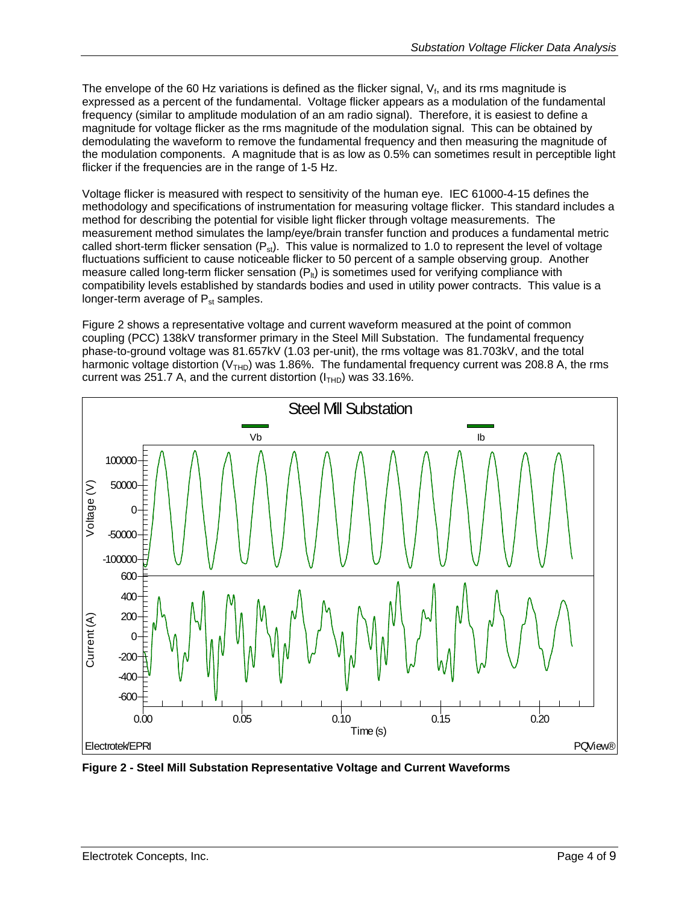The envelope of the 60 Hz variations is defined as the flicker signal, $V_f$, and its rms magnitude is expressed as a percent of the fundamental. Voltage flicker appears as a modulation of the fundamental frequency (similar to amplitude modulation of an am radio signal). Therefore, it is easiest to define a magnitude for voltage flicker as the rms magnitude of the modulation signal. This can be obtained by demodulating the waveform to remove the fundamental frequency and then measuring the magnitude of the modulation components. A magnitude that is as low as 0.5% can sometimes result in perceptible light flicker if the frequencies are in the range of 1-5 Hz.

Voltage flicker is measured with respect to sensitivity of the human eye. IEC 61000-4-15 defines the methodology and specifications of instrumentation for measuring voltage flicker. This standard includes a method for describing the potential for visible light flicker through voltage measurements. The measurement method simulates the lamp/eye/brain transfer function and produces a fundamental metric called short-term flicker sensation ($P_{st}$). This value is normalized to 1.0 to represent the level of voltage fluctuations sufficient to cause noticeable flicker to 50 percent of a sample observing group. Another measure called long-term flicker sensation ($P_{lt}$) is sometimes used for verifying compliance with compatibility levels established by standards bodies and used in utility power contracts. This value is a longer-term average of $P_{st}$ samples.

Figure 2 shows a representative voltage and current waveform measured at the point of common coupling (PCC) 138kV transformer primary in the Steel Mill Substation. The fundamental frequency phase-to-ground voltage was 81.657kV (1.03 per-unit), the rms voltage was 81.703kV, and the total harmonic voltage distortion ($V_{THD}$) was 1.86%. The fundamental frequency current was 208.8 A, the rms current was 251.7 A, and the current distortion ($I_{THD}$) was 33.16%.

**Figure 2 - Steel Mill Substation Representative Voltage and Current Waveforms**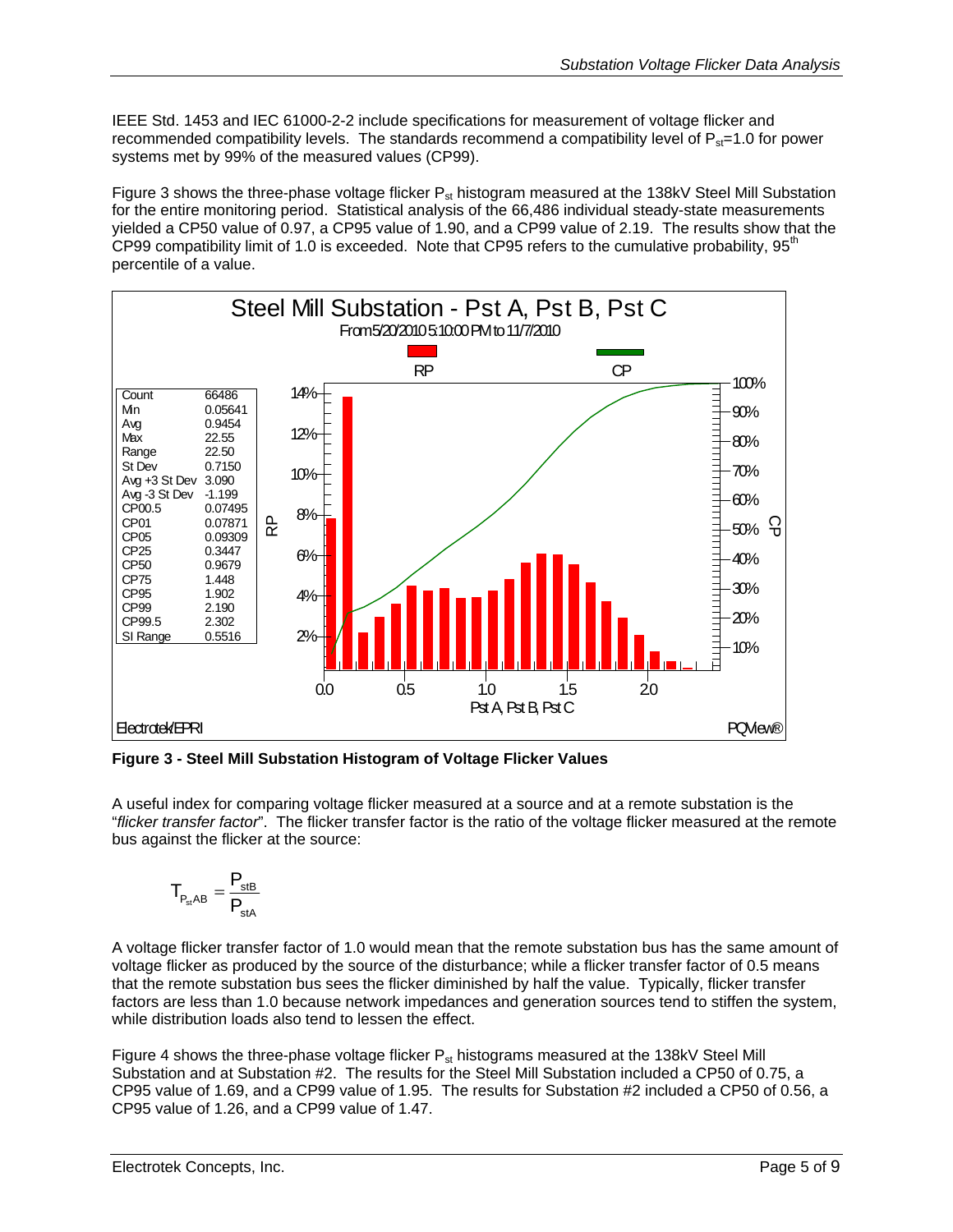IEEE Std. 1453 and IEC 61000-2-2 include specifications for measurement of voltage flicker and recommended compatibility levels. The standards recommend a compatibility level of $P_{st}$=1.0 for power systems met by 99% of the measured values (CP99).

Figure 3 shows the three-phase voltage flicker $P_{st}$ histogram measured at the 138kV Steel Mill Substation for the entire monitoring period. Statistical analysis of the 66,486 individual steady-state measurements yielded a CP50 value of 0.97, a CP95 value of 1.90, and a CP99 value of 2.19. The results show that the CP99 compatibility limit of 1.0 is exceeded. Note that CP95 refers to the cumulative probability, 95$^{th}$ percentile of a value.

Steel Mill Substation - Pst A, Pst B, Pst C

From 5/20/2010 5:10:00 PM to 11/7/2010

| | |
|---|---|
| Count | 66486 |
| Min | 0.05641 |
| Avg | 0.9454 |
| Max | 22.55 |
| Range | 22.50 |
| St Dev | 0.7150 |
| Avg +3 St Dev | 3.090 |
| Avg -3 St Dev | -1.199 |
| CP00.5 | 0.07495 |
| CP01 | 0.07871 |
| CP05 | 0.09309 |
| CP25 | 0.3447 |
| CP50 | 0.9679 |
| CP75 | 1.448 |
| CP95 | 1.902 |
| CP99 | 2.190 |
| CP99.5 | 2.302 |
| SI Range | 0.5516 |

Electrotek/EPRI PQView®

**Figure 3 - Steel Mill Substation Histogram of Voltage Flicker Values**

A useful index for comparing voltage flicker measured at a source and at a remote substation is the "*flicker transfer factor*". The flicker transfer factor is the ratio of the voltage flicker measured at the remote bus against the flicker at the source:

$$T_{P_{st}AB} = \frac{P_{stB}}{P_{stA}}$$

A voltage flicker transfer factor of 1.0 would mean that the remote substation bus has the same amount of voltage flicker as produced by the source of the disturbance; while a flicker transfer factor of 0.5 means that the remote substation bus sees the flicker diminished by half the value. Typically, flicker transfer factors are less than 1.0 because network impedances and generation sources tend to stiffen the system, while distribution loads also tend to lessen the effect.

Figure 4 shows the three-phase voltage flicker $P_{st}$ histograms measured at the 138kV Steel Mill Substation and at Substation #2. The results for the Steel Mill Substation included a CP50 of 0.75, a CP95 value of 1.69, and a CP99 value of 1.95. The results for Substation #2 included a CP50 of 0.56, a CP95 value of 1.26, and a CP99 value of 1.47.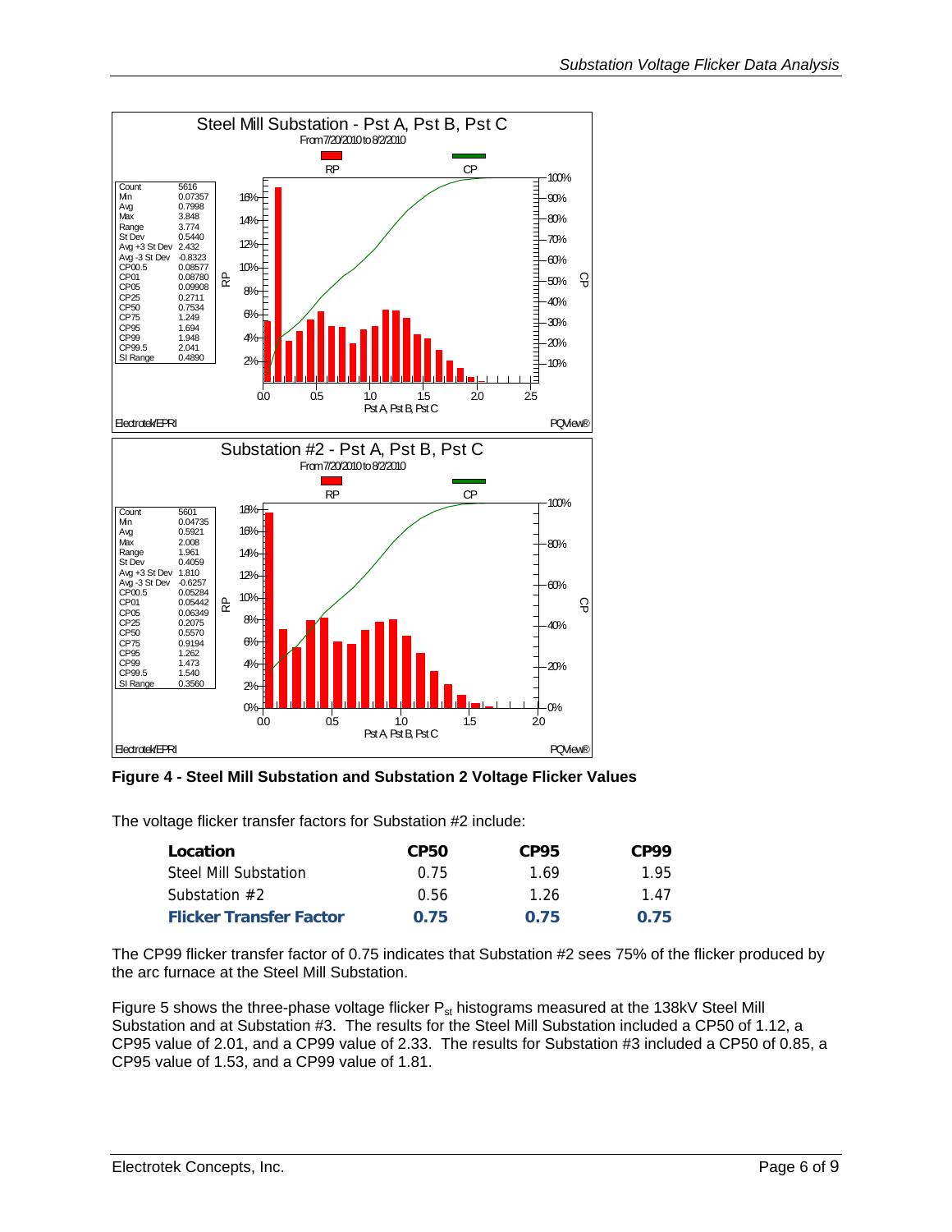**Figure 4 - Steel Mill Substation and Substation 2 Voltage Flicker Values**

The voltage flicker transfer factors for Substation #2 include:

| Location | CP50 | CP95 | CP99 |
|---|---|---|---|
| Steel Mill Substation | 0.75 | 1.69 | 1.95 |
| Substation #2 | 0.56 | 1.26 | 1.47 |
| **Flicker Transfer Factor** | **0.75** | **0.75** | **0.75** |

The CP99 flicker transfer factor of 0.75 indicates that Substation #2 sees 75% of the flicker produced by the arc furnace at the Steel Mill Substation.

Figure 5 shows the three-phase voltage flicker $P_{st}$ histograms measured at the 138kV Steel Mill Substation and at Substation #3. The results for the Steel Mill Substation included a CP50 of 1.12, a CP95 value of 2.01, and a CP99 value of 2.33. The results for Substation #3 included a CP50 of 0.85, a CP95 value of 1.53, and a CP99 value of 1.81.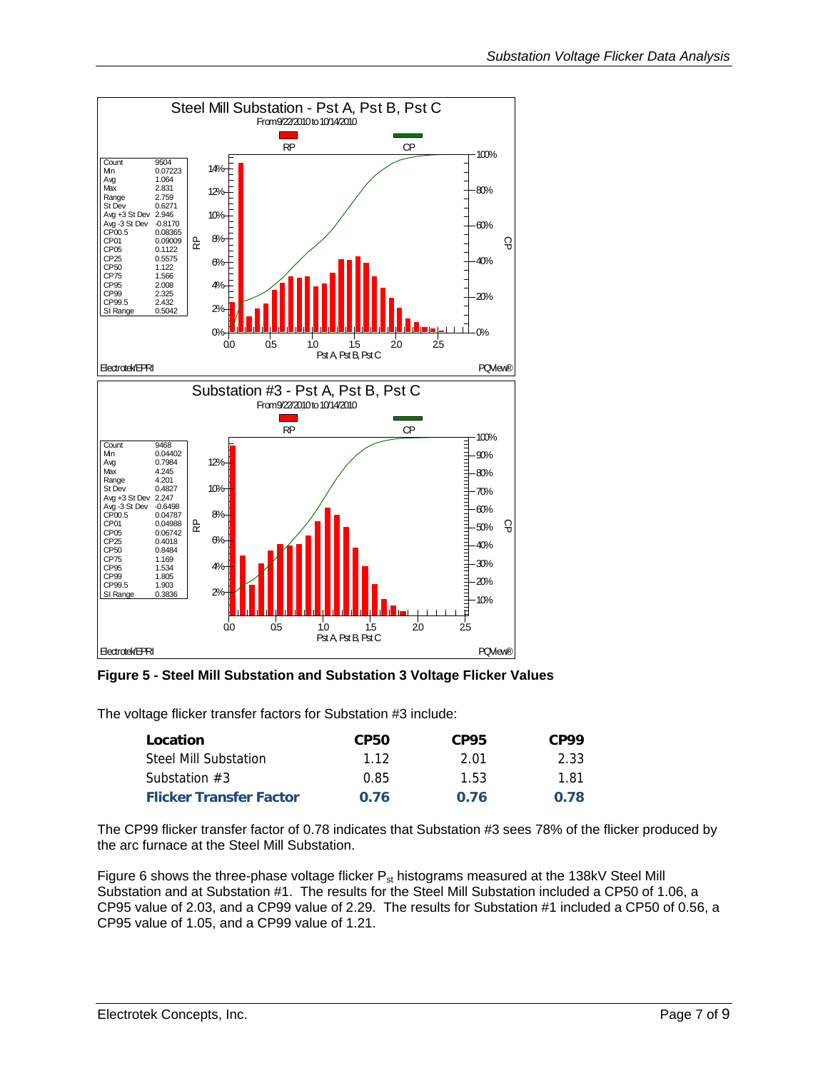**Figure 5 - Steel Mill Substation and Substation 3 Voltage Flicker Values**

The voltage flicker transfer factors for Substation #3 include:

| Location | CP50 | CP95 | CP99 |
|---|---|---|---|
| Steel Mill Substation | 1.12 | 2.01 | 2.33 |
| Substation #3 | 0.85 | 1.53 | 1.81 |
| **Flicker Transfer Factor** | **0.76** | **0.76** | **0.78** |

The CP99 flicker transfer factor of 0.78 indicates that Substation #3 sees 78% of the flicker produced by the arc furnace at the Steel Mill Substation.

Figure 6 shows the three-phase voltage flicker $P_{st}$ histograms measured at the 138kV Steel Mill Substation and at Substation #1. The results for the Steel Mill Substation included a CP50 of 1.06, a CP95 value of 2.03, and a CP99 value of 2.29. The results for Substation #1 included a CP50 of 0.56, a CP95 value of 1.05, and a CP99 value of 1.21.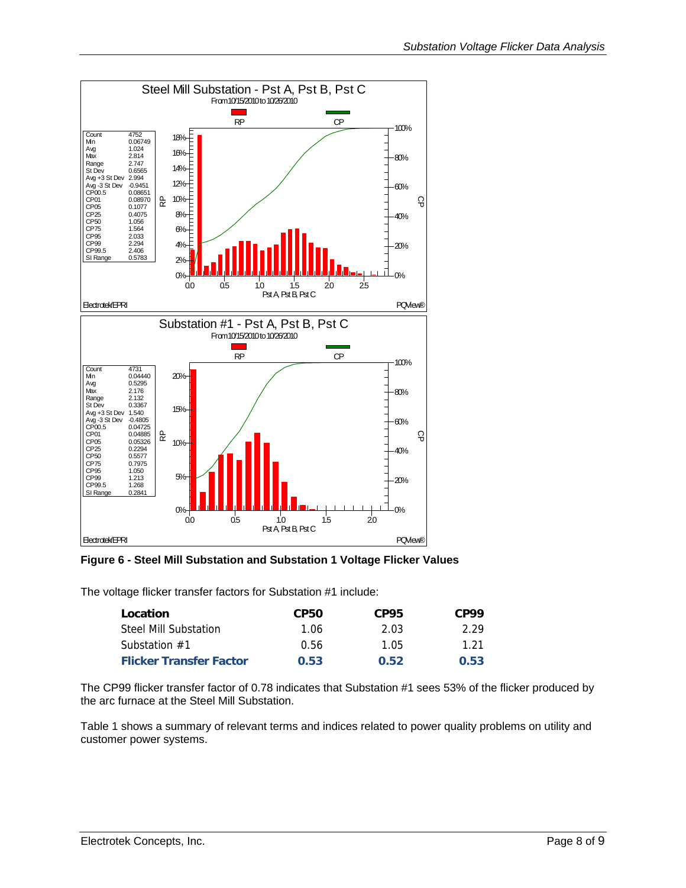Steel Mill Substation - Pst A, Pst B, Pst C

From 10/15/2010 to 10/26/2010

| Statistic | Value |
|---|---|
| Count | 4752 |
| Min | 0.06749 |
| Avg | 1.024 |
| Max | 2.814 |
| Range | 2.747 |
| St Dev | 0.6565 |
| Avg +3 St Dev | 2.994 |
| Avg -3 St Dev | -0.9451 |
| CP00.5 | 0.08651 |
| CP01 | 0.08970 |
| CP05 | 0.1077 |
| CP25 | 0.4075 |
| CP50 | 1.056 |
| CP75 | 1.564 |
| CP95 | 2.033 |
| CP99 | 2.294 |
| CP99.5 | 2.406 |
| SI Range | 0.5783 |

Substation #1 - Pst A, Pst B, Pst C

From 10/15/2010 to 10/26/2010

| Statistic | Value |
|---|---|
| Count | 4731 |
| Min | 0.04440 |
| Avg | 0.5295 |
| Max | 2.176 |
| Range | 2.132 |
| St Dev | 0.3367 |
| Avg +3 St Dev | 1.540 |
| Avg -3 St Dev | -0.4805 |
| CP00.5 | 0.04725 |
| CP01 | 0.04885 |
| CP05 | 0.05326 |
| CP25 | 0.2294 |
| CP50 | 0.5577 |
| CP75 | 0.7975 |
| CP95 | 1.050 |
| CP99 | 1.213 |
| CP99.5 | 1.268 |
| SI Range | 0.2841 |

**Figure 6 - Steel Mill Substation and Substation 1 Voltage Flicker Values**

The voltage flicker transfer factors for Substation #1 include:

| **Location** | **CP50** | **CP95** | **CP99** |
|---|---|---|---|
| Steel Mill Substation | 1.06 | 2.03 | 2.29 |
| Substation #1 | 0.56 | 1.05 | 1.21 |
| **Flicker Transfer Factor** | **0.53** | **0.52** | **0.53** |

The CP99 flicker transfer factor of 0.78 indicates that Substation #1 sees 53% of the flicker produced by the arc furnace at the Steel Mill Substation.

Table 1 shows a summary of relevant terms and indices related to power quality problems on utility and customer power systems.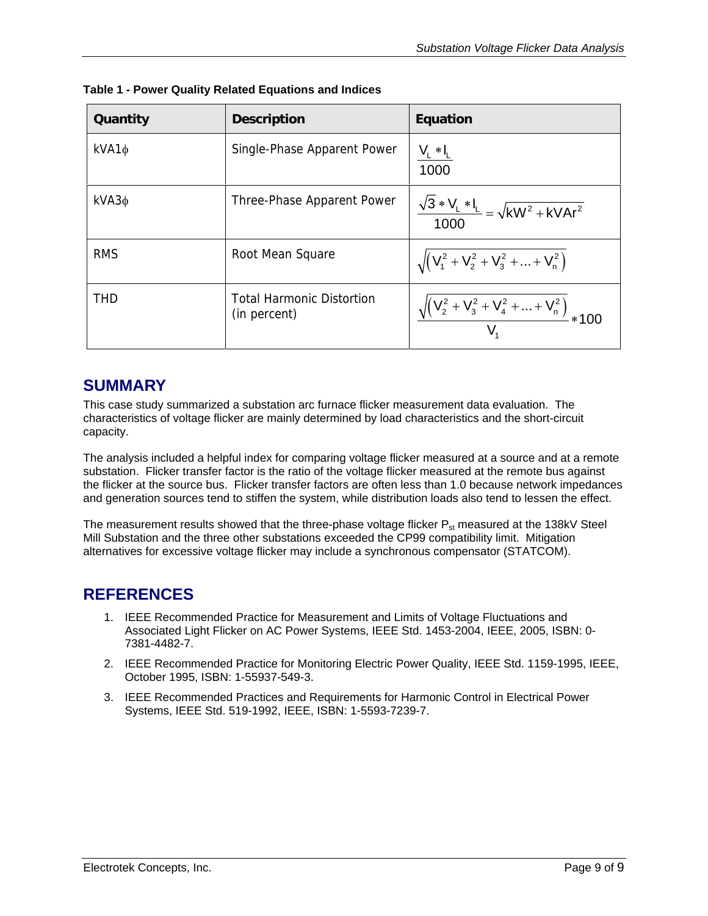**Table 1 - Power Quality Related Equations and Indices**

| Quantity | Description | Equation |
|---|---|---|
| kVA1ϕ | Single-Phase Apparent Power | $\frac{V_L * I_L}{1000}$ |
| kVA3ϕ | Three-Phase Apparent Power | $\frac{\sqrt{3} * V_L * I_L}{1000} = \sqrt{kW^2 + kVAr^2}$ |
| RMS | Root Mean Square | $\sqrt{\left(V_1^2 + V_2^2 + V_3^2 + \ldots + V_n^2\right)}$ |
| THD | Total Harmonic Distortion (in percent) | $\frac{\sqrt{\left(V_2^2 + V_3^2 + V_4^2 + \ldots + V_n^2\right)}}{V_1} * 100$ |

## SUMMARY

This case study summarized a substation arc furnace flicker measurement data evaluation. The characteristics of voltage flicker are mainly determined by load characteristics and the short-circuit capacity.

The analysis included a helpful index for comparing voltage flicker measured at a source and at a remote substation. Flicker transfer factor is the ratio of the voltage flicker measured at the remote bus against the flicker at the source bus. Flicker transfer factors are often less than 1.0 because network impedances and generation sources tend to stiffen the system, while distribution loads also tend to lessen the effect.

The measurement results showed that the three-phase voltage flicker $P_{st}$ measured at the 138kV Steel Mill Substation and the three other substations exceeded the CP99 compatibility limit. Mitigation alternatives for excessive voltage flicker may include a synchronous compensator (STATCOM).

## REFERENCES

1. IEEE Recommended Practice for Measurement and Limits of Voltage Fluctuations and Associated Light Flicker on AC Power Systems, IEEE Std. 1453-2004, IEEE, 2005, ISBN: 0-7381-4482-7.
2. IEEE Recommended Practice for Monitoring Electric Power Quality, IEEE Std. 1159-1995, IEEE, October 1995, ISBN: 1-55937-549-3.
3. IEEE Recommended Practices and Requirements for Harmonic Control in Electrical Power Systems, IEEE Std. 519-1992, IEEE, ISBN: 1-5593-7239-7.